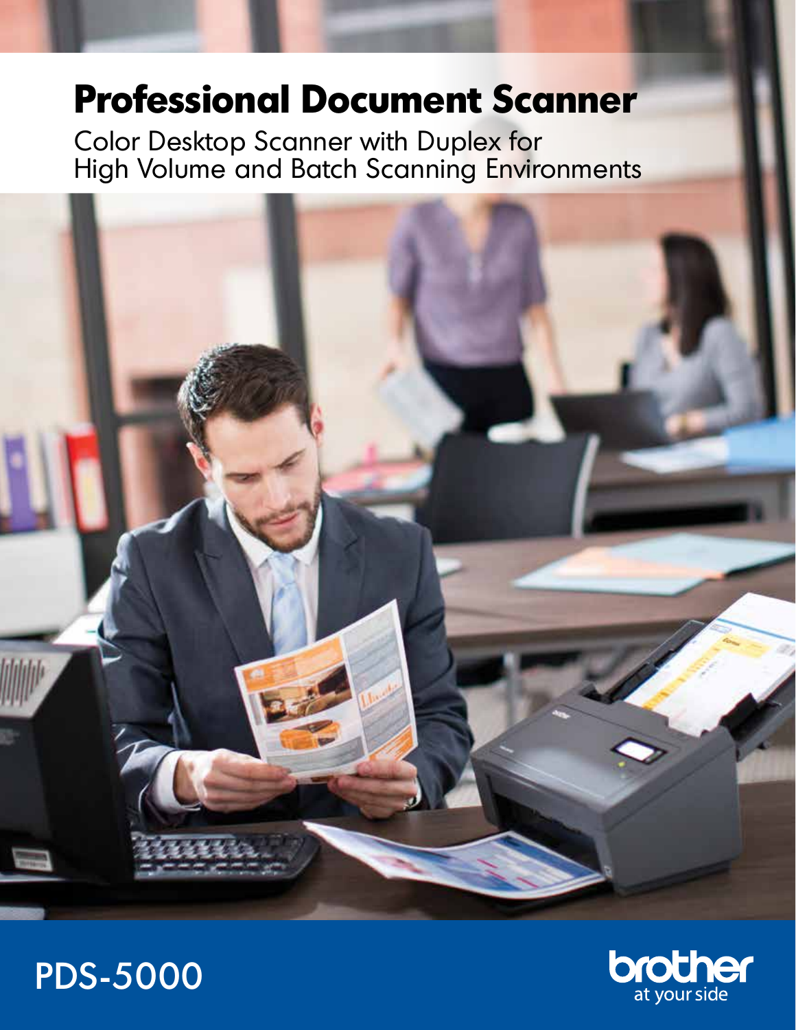# Professional Document Scanner

Color Desktop Scanner with Duplex for High Volume and Batch Scanning Environments

PDS-5000

brother
at your side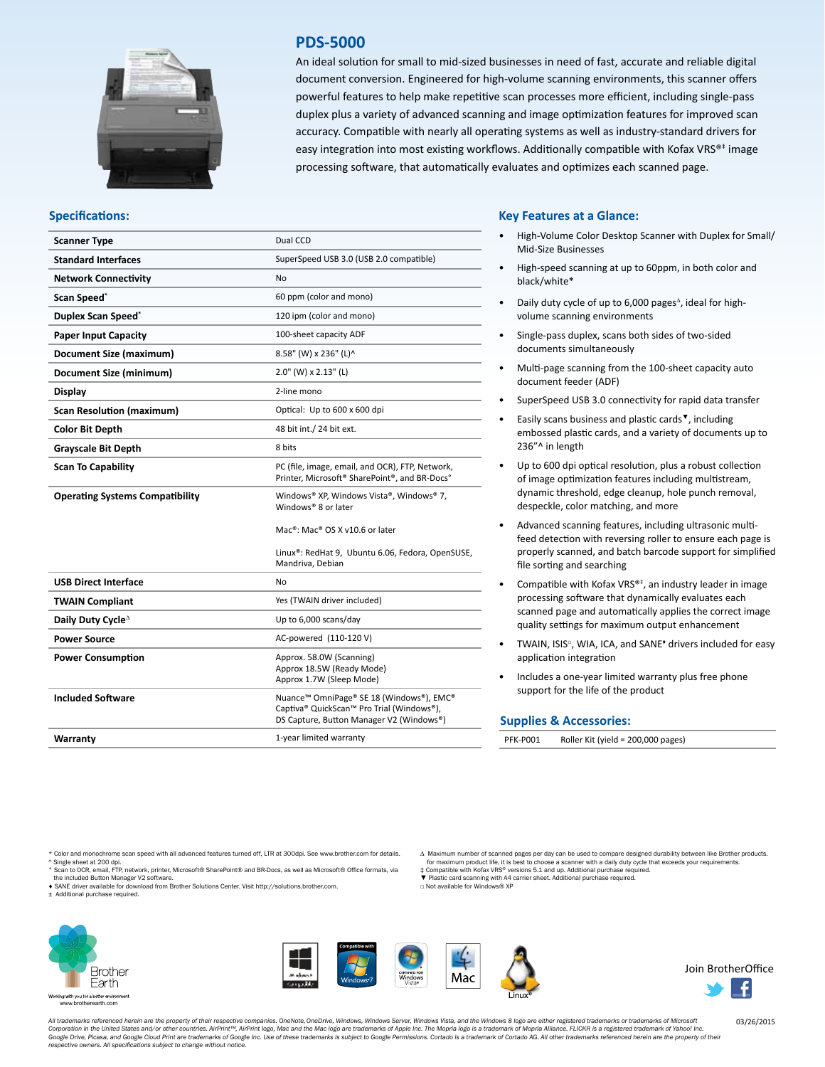## PDS-5000

An ideal solution for small to mid-sized businesses in need of fast, accurate and reliable digital document conversion. Engineered for high-volume scanning environments, this scanner offers powerful features to help make repetitive scan processes more efficient, including single-pass duplex plus a variety of advanced scanning and image optimization features for improved scan accuracy. Compatible with nearly all operating systems as well as industry-standard drivers for easy integration into most existing workflows. Additionally compatible with Kofax VRS®‡ image processing software, that automatically evaluates and optimizes each scanned page.

### Specifications:

| | |
|---|---|
| **Scanner Type** | Dual CCD |
| **Standard Interfaces** | SuperSpeed USB 3.0 (USB 2.0 compatible) |
| **Network Connectivity** | No |
| **Scan Speed*** | 60 ppm (color and mono) |
| **Duplex Scan Speed*** | 120 ipm (color and mono) |
| **Paper Input Capacity** | 100-sheet capacity ADF |
| **Document Size (maximum)** | 8.58" (W) x 236" (L)^ |
| **Document Size (minimum)** | 2.0" (W) x 2.13" (L) |
| **Display** | 2-line mono |
| **Scan Resolution (maximum)** | Optical: Up to 600 x 600 dpi |
| **Color Bit Depth** | 48 bit int./ 24 bit ext. |
| **Grayscale Bit Depth** | 8 bits |
| **Scan To Capability** | PC (file, image, email, and OCR), FTP, Network, Printer, Microsoft® SharePoint®, and BR-Docs° |
| **Operating Systems Compatibility** | Windows® XP, Windows Vista®, Windows® 7, Windows® 8 or later<br><br>Mac®: Mac® OS X v10.6 or later<br><br>Linux®: RedHat 9, Ubuntu 6.06, Fedora, OpenSUSE, Mandriva, Debian |
| **USB Direct Interface** | No |
| **TWAIN Compliant** | Yes (TWAIN driver included) |
| **Daily Duty Cycle∆** | Up to 6,000 scans/day |
| **Power Source** | AC-powered (110-120 V) |
| **Power Consumption** | Approx. 58.0W (Scanning)<br>Approx 18.5W (Ready Mode)<br>Approx 1.7W (Sleep Mode) |
| **Included Software** | Nuance™ OmniPage® SE 18 (Windows®), EMC® Captiva® QuickScan™ Pro Trial (Windows®), DS Capture, Button Manager V2 (Windows®) |
| **Warranty** | 1-year limited warranty |

### Key Features at a Glance:

- High-Volume Color Desktop Scanner with Duplex for Small/ Mid-Size Businesses
- High-speed scanning at up to 60ppm, in both color and black/white*
- Daily duty cycle of up to 6,000 pages∆, ideal for high-volume scanning environments
- Single-pass duplex, scans both sides of two-sided documents simultaneously
- Multi-page scanning from the 100-sheet capacity auto document feeder (ADF)
- SuperSpeed USB 3.0 connectivity for rapid data transfer
- Easily scans business and plastic cards▼, including embossed plastic cards, and a variety of documents up to 236"^ in length
- Up to 600 dpi optical resolution, plus a robust collection of image optimization features including multistream, dynamic threshold, edge cleanup, hole punch removal, despeckle, color matching, and more
- Advanced scanning features, including ultrasonic multi-feed detection with reversing roller to ensure each page is properly scanned, and batch barcode support for simplified file sorting and searching
- Compatible with Kofax VRS®‡, an industry leader in image processing software that dynamically evaluates each scanned page and automatically applies the correct image quality settings for maximum output enhancement
- TWAIN, ISIS□, WIA, ICA, and SANE♦ drivers included for easy application integration
- Includes a one-year limited warranty plus free phone support for the life of the product

### Supplies & Accessories:

| | |
|---|---|
| PFK-P001 | Roller Kit (yield = 200,000 pages) |

\* Color and monochrome scan speed with all advanced features turned off, LTR at 300dpi. See www.brother.com for details.
^ Single sheet at 200 dpi.
° Scan to OCR, email, FTP, network, printer, Microsoft® SharePoint® and BR-Docs, as well as Microsoft® Office formats, via the included Button Manager V2 software.
♦ SANE driver available for download from Brother Solutions Center. Visit http://solutions.brother.com.
± Additional purchase required.

∆ Maximum number of scanned pages per day can be used to compare designed durability between like Brother products. for maximum product life, it is best to choose a scanner with a daily duty cycle that exceeds your requirements.
‡ Compatible with Kofax VRS® versions 5.1 and up. Additional purchase required.
▼ Plastic card scanning with A4 carrier sheet. Additional purchase required.
□ Not available for Windows® XP

Brother Earth — Working with you for a better environment — www.brotherearth.com

Join BrotherOffice

*All trademarks referenced herein are the property of their respective companies. OneNote, OneDrive, Windows, Windows Server, Windows Vista, and the Windows 8 logo are either registered trademarks or trademarks of Microsoft Corporation in the United States and/or other countries. AirPrint™, AirPrint logo, Mac and the Mac logo are trademarks of Apple Inc. The Mopria logo is a trademark of Mopria Alliance. FLICKR is a registered trademark of Yahoo! Inc. Google Drive, Picasa, and Google Cloud Print are trademarks of Google Inc. Use of these trademarks is subject to Google Permissions. Cortado is a trademark of Cortado AG. All other trademarks referenced herein are the property of their respective owners. All specifications subject to change without notice.*

03/26/2015